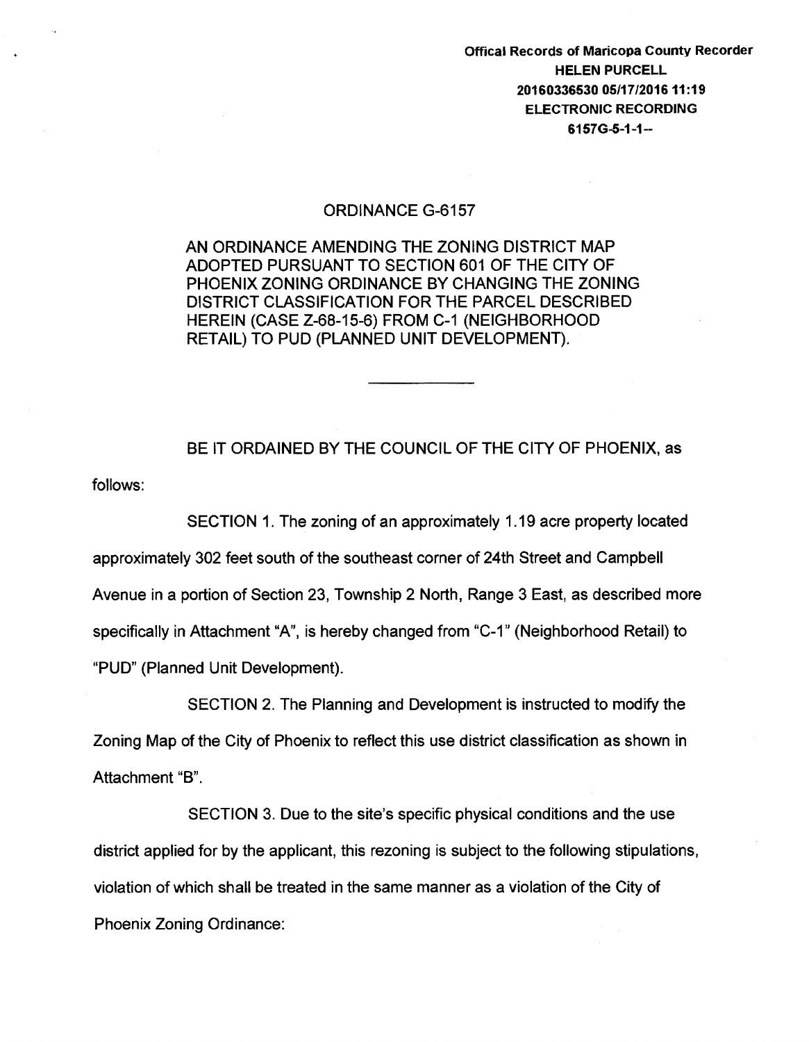**Offical Records of Maricopa County Recorder**
**HELEN PURCELL**
**20160336530 05/17/2016 11:19**
**ELECTRONIC RECORDING**
**6157G-5-1-1--**

# ORDINANCE G-6157

AN ORDINANCE AMENDING THE ZONING DISTRICT MAP ADOPTED PURSUANT TO SECTION 601 OF THE CITY OF PHOENIX ZONING ORDINANCE BY CHANGING THE ZONING DISTRICT CLASSIFICATION FOR THE PARCEL DESCRIBED HEREIN (CASE Z-68-15-6) FROM C-1 (NEIGHBORHOOD RETAIL) TO PUD (PLANNED UNIT DEVELOPMENT).

---

BE IT ORDAINED BY THE COUNCIL OF THE CITY OF PHOENIX, as follows:

SECTION 1. The zoning of an approximately 1.19 acre property located approximately 302 feet south of the southeast corner of 24th Street and Campbell Avenue in a portion of Section 23, Township 2 North, Range 3 East, as described more specifically in Attachment "A", is hereby changed from "C-1" (Neighborhood Retail) to "PUD" (Planned Unit Development).

SECTION 2. The Planning and Development is instructed to modify the Zoning Map of the City of Phoenix to reflect this use district classification as shown in Attachment "B".

SECTION 3. Due to the site's specific physical conditions and the use district applied for by the applicant, this rezoning is subject to the following stipulations, violation of which shall be treated in the same manner as a violation of the City of Phoenix Zoning Ordinance: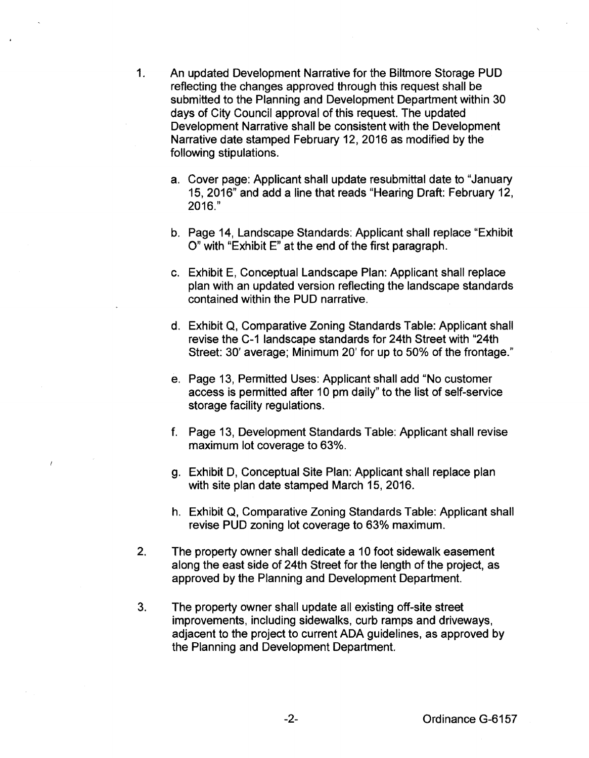1. An updated Development Narrative for the Biltmore Storage PUD reflecting the changes approved through this request shall be submitted to the Planning and Development Department within 30 days of City Council approval of this request. The updated Development Narrative shall be consistent with the Development Narrative date stamped February 12, 2016 as modified by the following stipulations.

    a. Cover page: Applicant shall update resubmittal date to "January 15, 2016" and add a line that reads "Hearing Draft: February 12, 2016."

    b. Page 14, Landscape Standards: Applicant shall replace "Exhibit O" with "Exhibit E" at the end of the first paragraph.

    c. Exhibit E, Conceptual Landscape Plan: Applicant shall replace plan with an updated version reflecting the landscape standards contained within the PUD narrative.

    d. Exhibit Q, Comparative Zoning Standards Table: Applicant shall revise the C-1 landscape standards for 24th Street with "24th Street: 30' average; Minimum 20' for up to 50% of the frontage."

    e. Page 13, Permitted Uses: Applicant shall add "No customer access is permitted after 10 pm daily" to the list of self-service storage facility regulations.

    f. Page 13, Development Standards Table: Applicant shall revise maximum lot coverage to 63%.

    g. Exhibit D, Conceptual Site Plan: Applicant shall replace plan with site plan date stamped March 15, 2016.

    h. Exhibit Q, Comparative Zoning Standards Table: Applicant shall revise PUD zoning lot coverage to 63% maximum.

2. The property owner shall dedicate a 10 foot sidewalk easement along the east side of 24th Street for the length of the project, as approved by the Planning and Development Department.

3. The property owner shall update all existing off-site street improvements, including sidewalks, curb ramps and driveways, adjacent to the project to current ADA guidelines, as approved by the Planning and Development Department.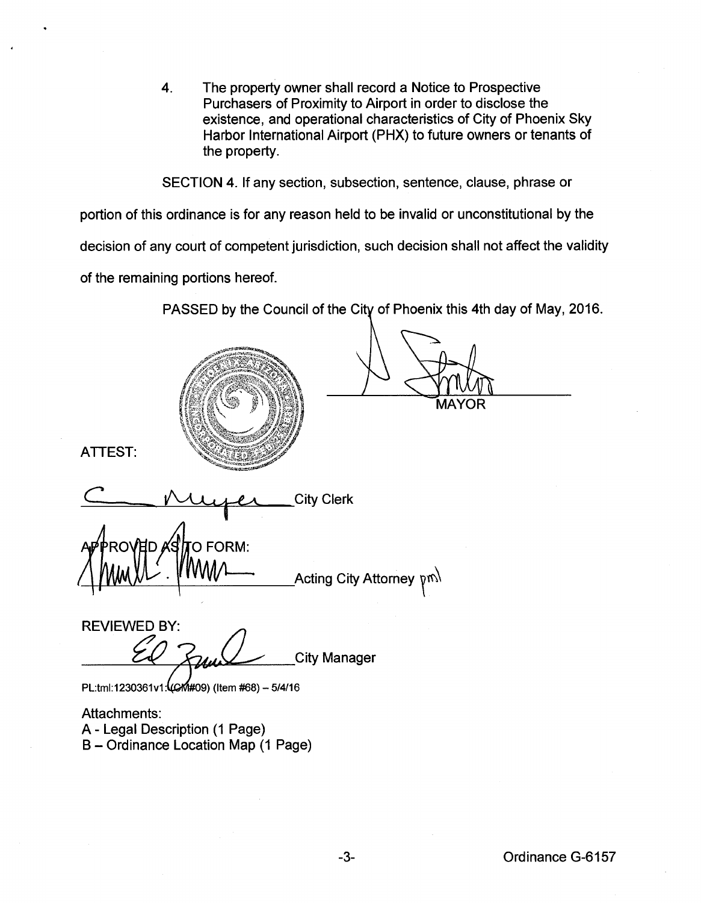4. The property owner shall record a Notice to Prospective Purchasers of Proximity to Airport in order to disclose the existence, and operational characteristics of City of Phoenix Sky Harbor International Airport (PHX) to future owners or tenants of the property.

SECTION 4. If any section, subsection, sentence, clause, phrase or portion of this ordinance is for any reason held to be invalid or unconstitutional by the decision of any court of competent jurisdiction, such decision shall not affect the validity of the remaining portions hereof.

PASSED by the Council of the City of Phoenix this 4th day of May, 2016.

MAYOR

ATTEST:

City Clerk

APPROVED AS TO FORM:

Acting City Attorney pml

REVIEWED BY:

City Manager

PL:tml:1230361v1:(CM#09) (Item #68) – 5/4/16

Attachments:
A - Legal Description (1 Page)
B – Ordinance Location Map (1 Page)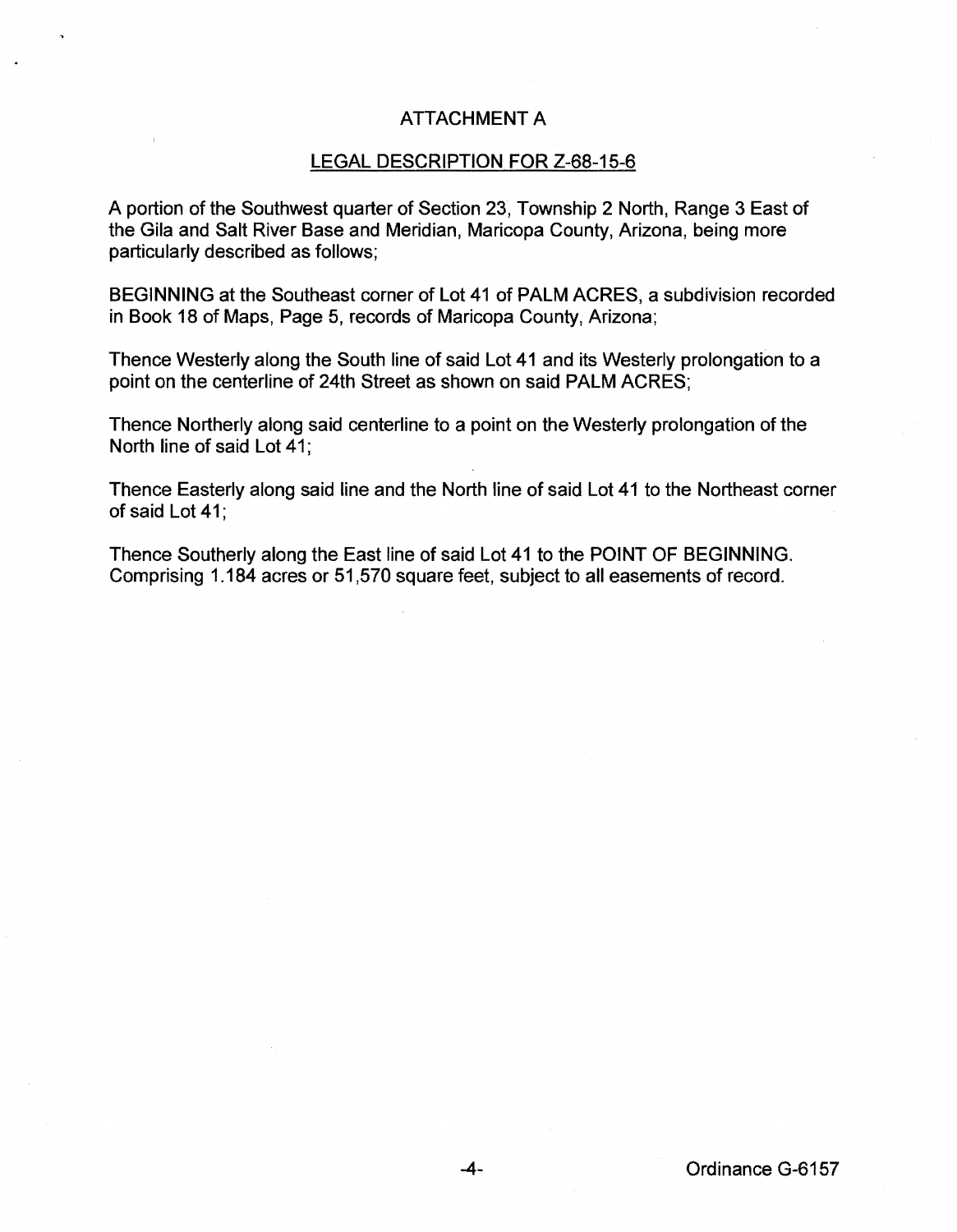# ATTACHMENT A

## LEGAL DESCRIPTION FOR Z-68-15-6

A portion of the Southwest quarter of Section 23, Township 2 North, Range 3 East of the Gila and Salt River Base and Meridian, Maricopa County, Arizona, being more particularly described as follows;

BEGINNING at the Southeast corner of Lot 41 of PALM ACRES, a subdivision recorded in Book 18 of Maps, Page 5, records of Maricopa County, Arizona;

Thence Westerly along the South line of said Lot 41 and its Westerly prolongation to a point on the centerline of 24th Street as shown on said PALM ACRES;

Thence Northerly along said centerline to a point on the Westerly prolongation of the North line of said Lot 41;

Thence Easterly along said line and the North line of said Lot 41 to the Northeast corner of said Lot 41;

Thence Southerly along the East line of said Lot 41 to the POINT OF BEGINNING. Comprising 1.184 acres or 51,570 square feet, subject to all easements of record.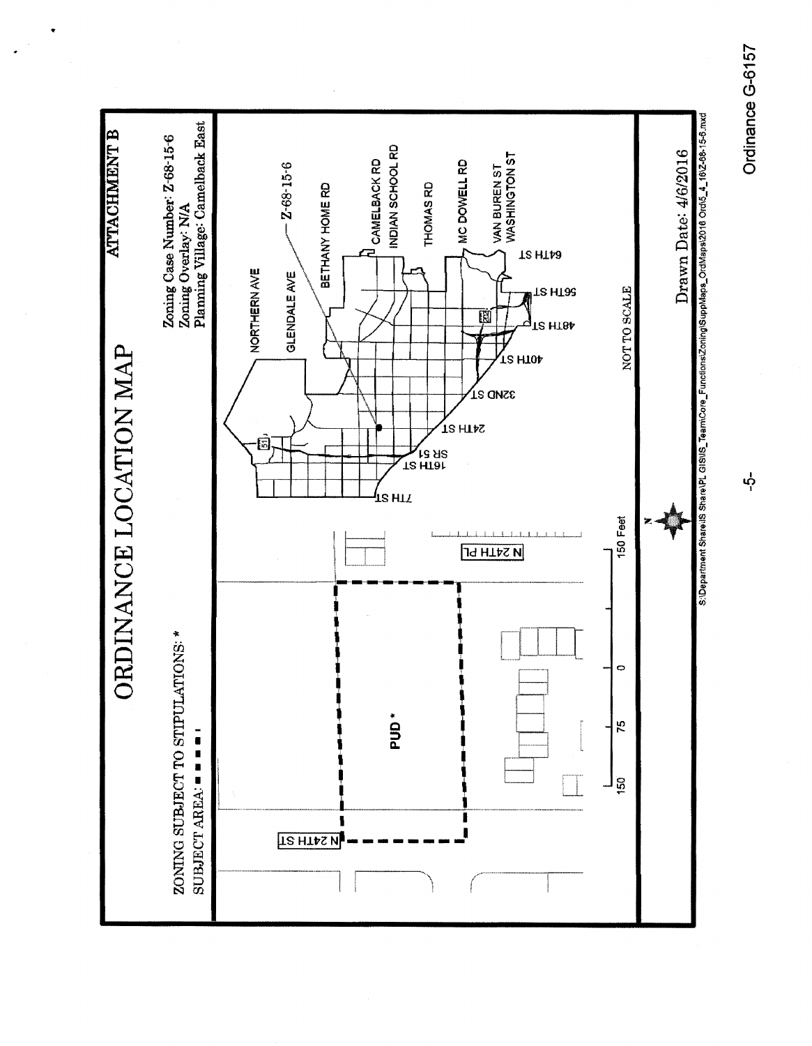# ORDINANCE LOCATION MAP

**ATTACHMENT B**

ZONING SUBJECT TO STIPULATIONS: *

SUBJECT AREA: ■ ■ ■ ■

Zoning Case Number: Z-68-15-6

Zoning Overlay: N/A

Planning Village: Camelback East

N 24TH ST

N 24TH PL

PUD *

150 75 0 150 Feet

NORTHERN AVE

GLENDALE AVE

BETHANY HOME RD

CAMELBACK RD

INDIAN SCHOOL RD

THOMAS RD

MC DOWELL RD

VAN BUREN ST

WASHINGTON ST

Z-68-15-6

7TH ST

16TH ST

SR 51

24TH ST

32ND ST

40TH ST

48TH ST

56TH ST

64TH ST

NOT TO SCALE

N

Drawn Date: 4/6/2016

S:\Department Share\IS Share\PL GIS\IS_Team\Core_Functions\Zoning\SuppMaps_OrdMaps\2016 Ord\5_4_16\Z-68-15-6.mxd

Ordinance G-6157